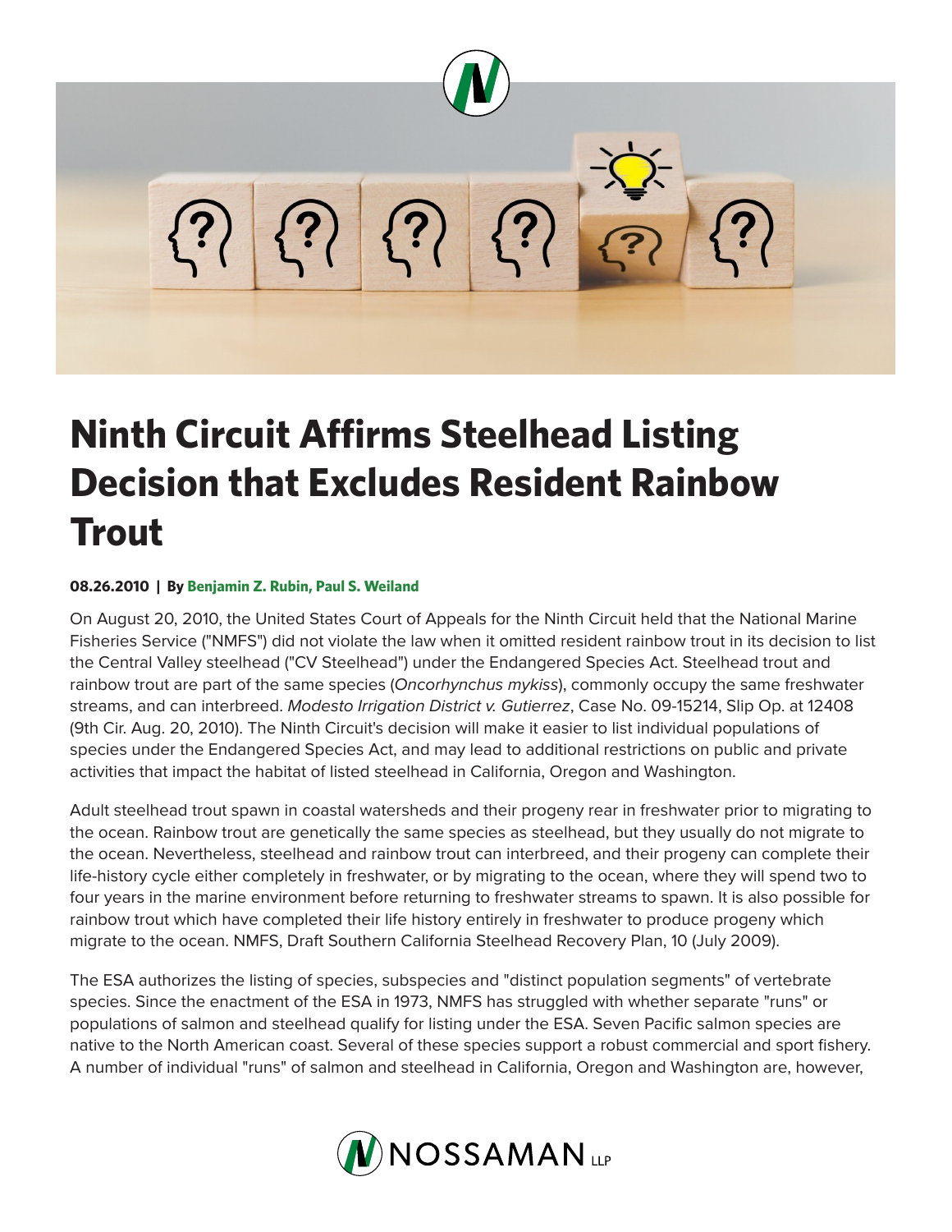# Ninth Circuit Affirms Steelhead Listing Decision that Excludes Resident Rainbow Trout

**08.26.2010 | By Benjamin Z. Rubin, Paul S. Weiland**

On August 20, 2010, the United States Court of Appeals for the Ninth Circuit held that the National Marine Fisheries Service ("NMFS") did not violate the law when it omitted resident rainbow trout in its decision to list the Central Valley steelhead ("CV Steelhead") under the Endangered Species Act. Steelhead trout and rainbow trout are part of the same species (*Oncorhynchus mykiss*), commonly occupy the same freshwater streams, and can interbreed. *Modesto Irrigation District v. Gutierrez*, Case No. 09-15214, Slip Op. at 12408 (9th Cir. Aug. 20, 2010). The Ninth Circuit's decision will make it easier to list individual populations of species under the Endangered Species Act, and may lead to additional restrictions on public and private activities that impact the habitat of listed steelhead in California, Oregon and Washington.

Adult steelhead trout spawn in coastal watersheds and their progeny rear in freshwater prior to migrating to the ocean. Rainbow trout are genetically the same species as steelhead, but they usually do not migrate to the ocean. Nevertheless, steelhead and rainbow trout can interbreed, and their progeny can complete their life-history cycle either completely in freshwater, or by migrating to the ocean, where they will spend two to four years in the marine environment before returning to freshwater streams to spawn. It is also possible for rainbow trout which have completed their life history entirely in freshwater to produce progeny which migrate to the ocean. NMFS, Draft Southern California Steelhead Recovery Plan, 10 (July 2009).

The ESA authorizes the listing of species, subspecies and "distinct population segments" of vertebrate species. Since the enactment of the ESA in 1973, NMFS has struggled with whether separate "runs" or populations of salmon and steelhead qualify for listing under the ESA. Seven Pacific salmon species are native to the North American coast. Several of these species support a robust commercial and sport fishery. A number of individual "runs" of salmon and steelhead in California, Oregon and Washington are, however,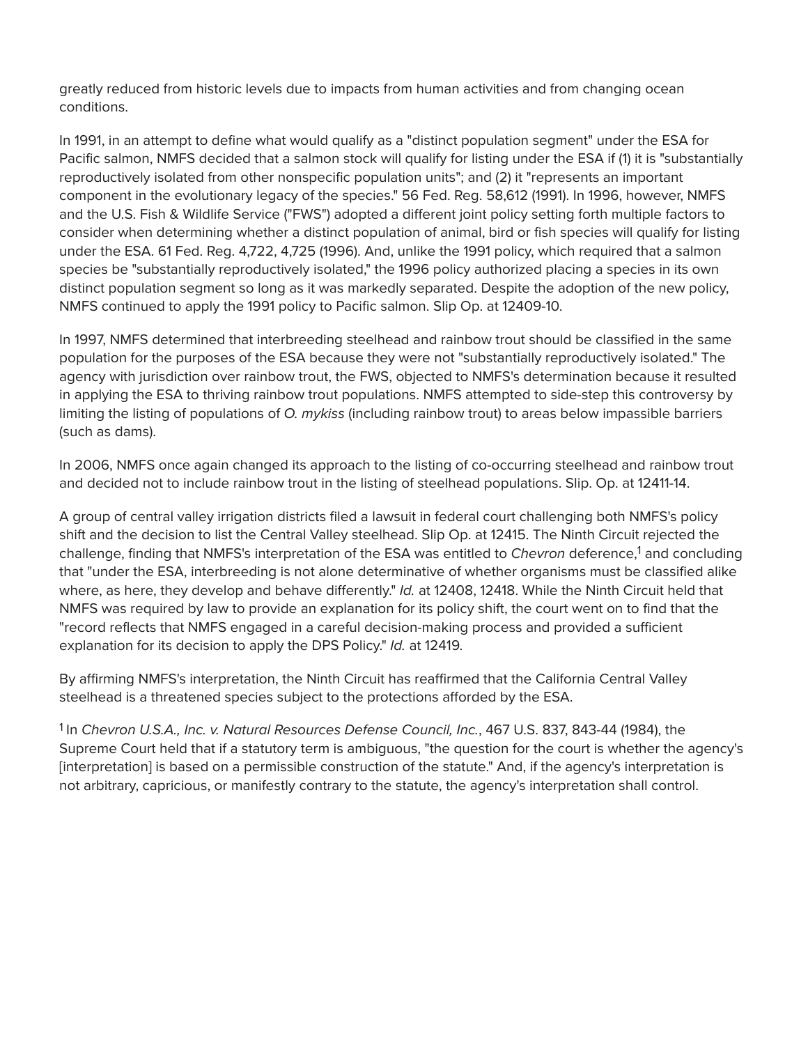greatly reduced from historic levels due to impacts from human activities and from changing ocean conditions.

In 1991, in an attempt to define what would qualify as a "distinct population segment" under the ESA for Pacific salmon, NMFS decided that a salmon stock will qualify for listing under the ESA if (1) it is "substantially reproductively isolated from other nonspecific population units"; and (2) it "represents an important component in the evolutionary legacy of the species." 56 Fed. Reg. 58,612 (1991). In 1996, however, NMFS and the U.S. Fish & Wildlife Service ("FWS") adopted a different joint policy setting forth multiple factors to consider when determining whether a distinct population of animal, bird or fish species will qualify for listing under the ESA. 61 Fed. Reg. 4,722, 4,725 (1996). And, unlike the 1991 policy, which required that a salmon species be "substantially reproductively isolated," the 1996 policy authorized placing a species in its own distinct population segment so long as it was markedly separated. Despite the adoption of the new policy, NMFS continued to apply the 1991 policy to Pacific salmon. Slip Op. at 12409-10.

In 1997, NMFS determined that interbreeding steelhead and rainbow trout should be classified in the same population for the purposes of the ESA because they were not "substantially reproductively isolated." The agency with jurisdiction over rainbow trout, the FWS, objected to NMFS's determination because it resulted in applying the ESA to thriving rainbow trout populations. NMFS attempted to side-step this controversy by limiting the listing of populations of *O. mykiss* (including rainbow trout) to areas below impassible barriers (such as dams).

In 2006, NMFS once again changed its approach to the listing of co-occurring steelhead and rainbow trout and decided not to include rainbow trout in the listing of steelhead populations. Slip. Op. at 12411-14.

A group of central valley irrigation districts filed a lawsuit in federal court challenging both NMFS's policy shift and the decision to list the Central Valley steelhead. Slip Op. at 12415. The Ninth Circuit rejected the challenge, finding that NMFS's interpretation of the ESA was entitled to *Chevron* deference,[1] and concluding that "under the ESA, interbreeding is not alone determinative of whether organisms must be classified alike where, as here, they develop and behave differently." *Id.* at 12408, 12418. While the Ninth Circuit held that NMFS was required by law to provide an explanation for its policy shift, the court went on to find that the "record reflects that NMFS engaged in a careful decision-making process and provided a sufficient explanation for its decision to apply the DPS Policy." *Id.* at 12419.

By affirming NMFS's interpretation, the Ninth Circuit has reaffirmed that the California Central Valley steelhead is a threatened species subject to the protections afforded by the ESA.

[1] In *Chevron U.S.A., Inc. v. Natural Resources Defense Council, Inc.*, 467 U.S. 837, 843-44 (1984), the Supreme Court held that if a statutory term is ambiguous, "the question for the court is whether the agency's [interpretation] is based on a permissible construction of the statute." And, if the agency's interpretation is not arbitrary, capricious, or manifestly contrary to the statute, the agency's interpretation shall control.